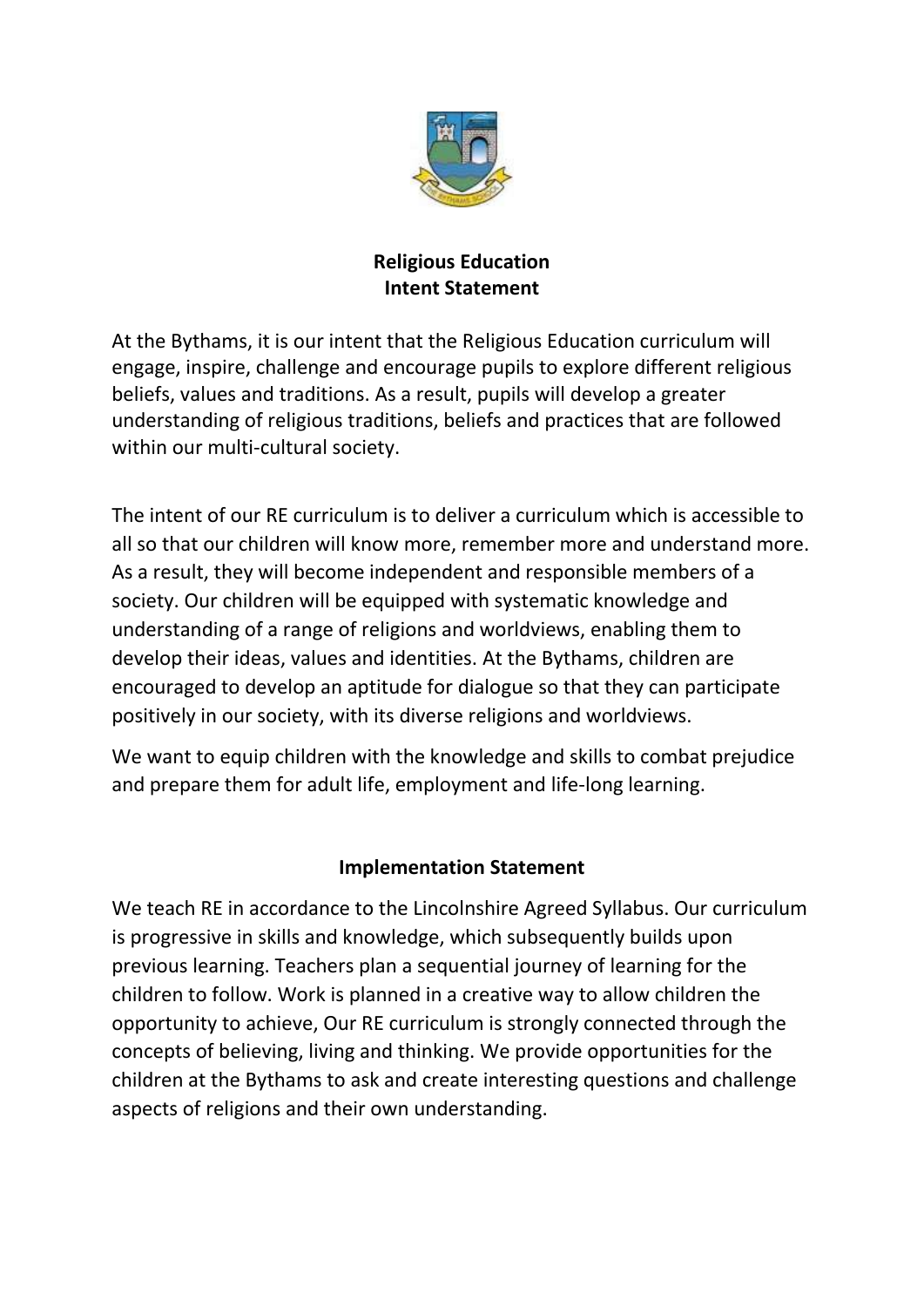## Religious Education
## Intent Statement

At the Bythams, it is our intent that the Religious Education curriculum will engage, inspire, challenge and encourage pupils to explore different religious beliefs, values and traditions. As a result, pupils will develop a greater understanding of religious traditions, beliefs and practices that are followed within our multi-cultural society.

The intent of our RE curriculum is to deliver a curriculum which is accessible to all so that our children will know more, remember more and understand more. As a result, they will become independent and responsible members of a society. Our children will be equipped with systematic knowledge and understanding of a range of religions and worldviews, enabling them to develop their ideas, values and identities. At the Bythams, children are encouraged to develop an aptitude for dialogue so that they can participate positively in our society, with its diverse religions and worldviews.

We want to equip children with the knowledge and skills to combat prejudice and prepare them for adult life, employment and life-long learning.

## Implementation Statement

We teach RE in accordance to the Lincolnshire Agreed Syllabus. Our curriculum is progressive in skills and knowledge, which subsequently builds upon previous learning. Teachers plan a sequential journey of learning for the children to follow. Work is planned in a creative way to allow children the opportunity to achieve, Our RE curriculum is strongly connected through the concepts of believing, living and thinking. We provide opportunities for the children at the Bythams to ask and create interesting questions and challenge aspects of religions and their own understanding.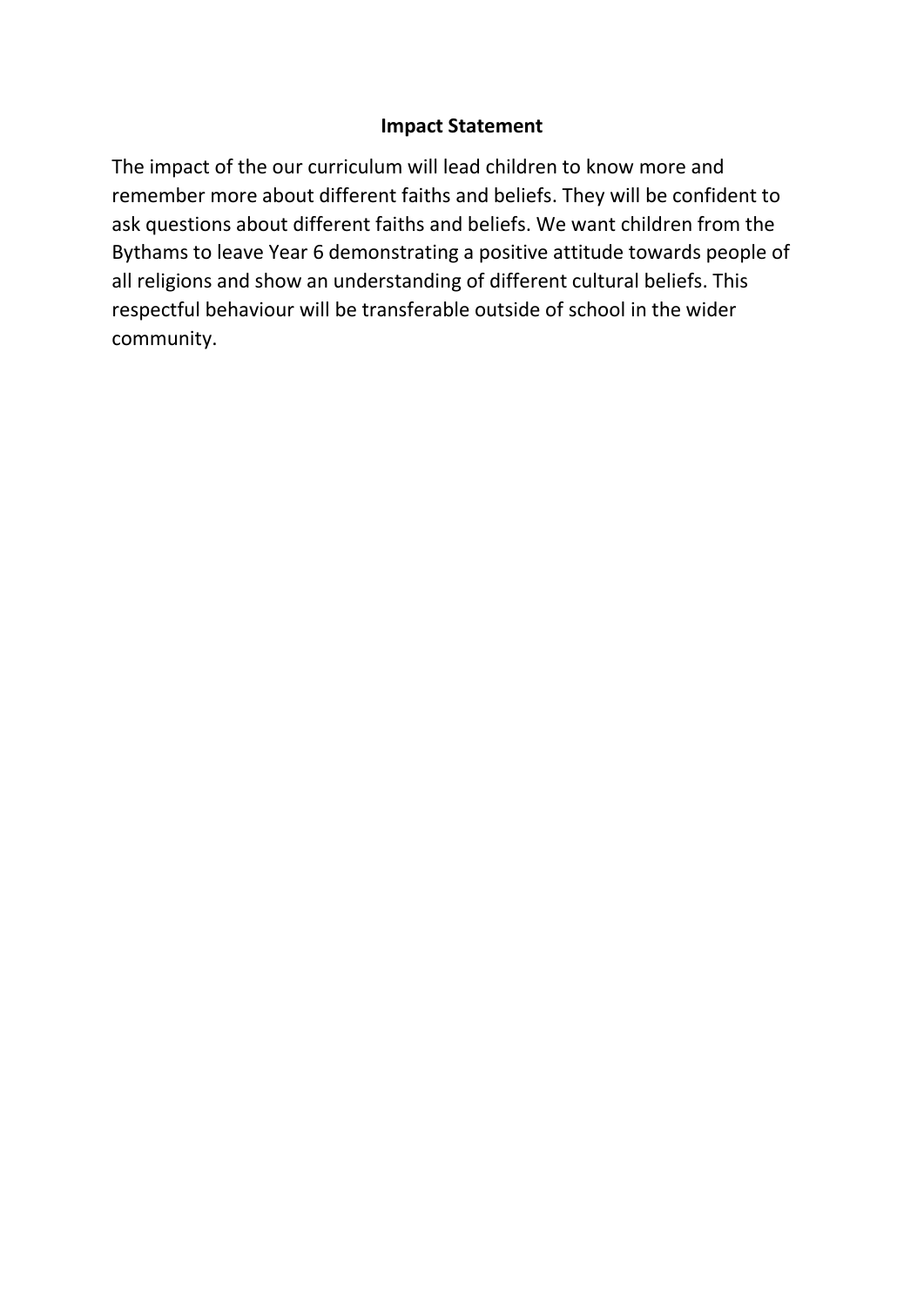**Impact Statement**

The impact of the our curriculum will lead children to know more and remember more about different faiths and beliefs. They will be confident to ask questions about different faiths and beliefs. We want children from the Bythams to leave Year 6 demonstrating a positive attitude towards people of all religions and show an understanding of different cultural beliefs. This respectful behaviour will be transferable outside of school in the wider community.